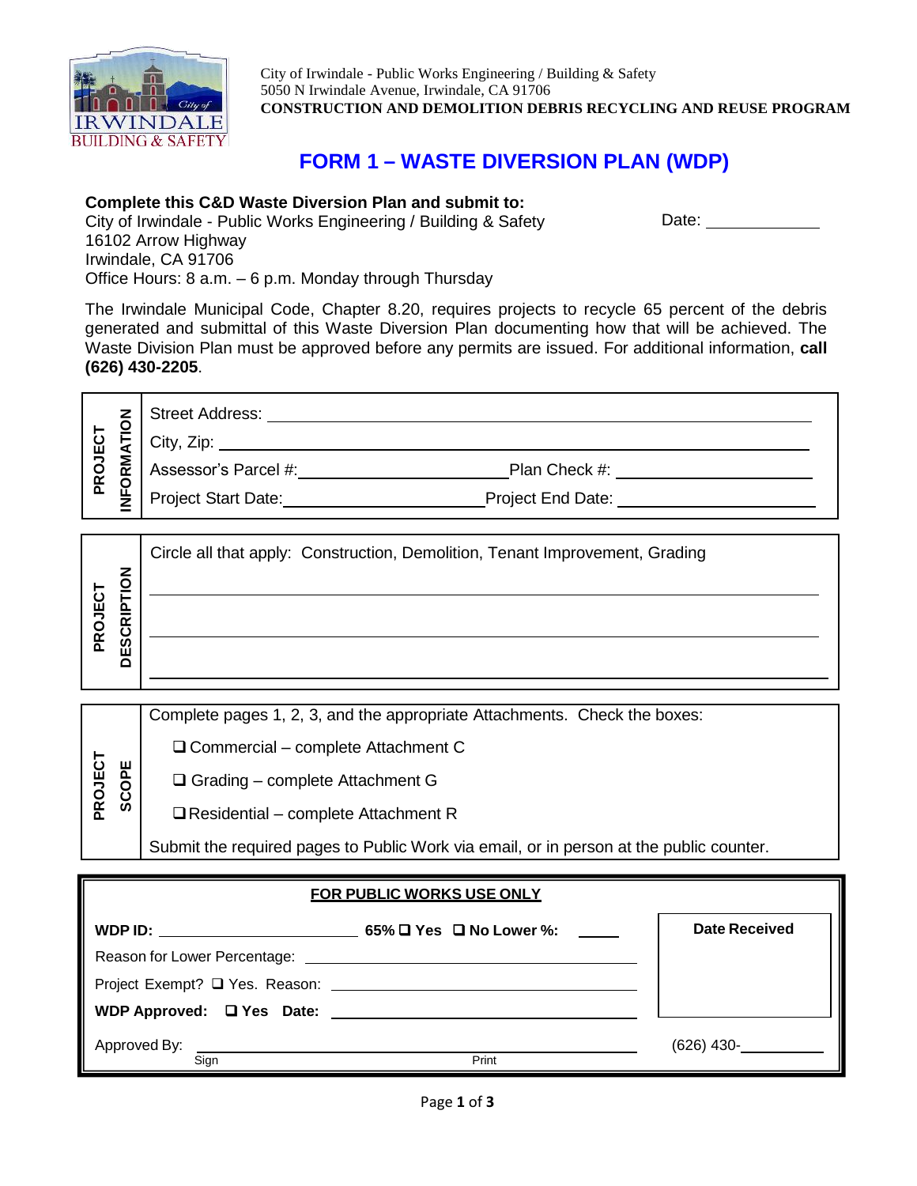City of Irwindale - Public Works Engineering / Building & Safety
5050 N Irwindale Avenue, Irwindale, CA 91706
**CONSTRUCTION AND DEMOLITION DEBRIS RECYCLING AND REUSE PROGRAM**

# FORM 1 – WASTE DIVERSION PLAN (WDP)

**Complete this C&D Waste Diversion Plan and submit to:**
City of Irwindale - Public Works Engineering / Building & Safety
16102 Arrow Highway
Irwindale, CA 91706
Office Hours: 8 a.m. – 6 p.m. Monday through Thursday

Date: ____________

The Irwindale Municipal Code, Chapter 8.20, requires projects to recycle 65 percent of the debris generated and submittal of this Waste Diversion Plan documenting how that will be achieved. The Waste Division Plan must be approved before any permits are issued. For additional information, **call (626) 430-2205**.

| PROJECT INFORMATION | |
|---|---|
| | Street Address: ____________________ |
| | City, Zip: ____________________ |
| | Assessor's Parcel #: ____________ Plan Check #: ____________ |
| | Project Start Date: ____________ Project End Date: ____________ |

| PROJECT DESCRIPTION | |
|---|---|
| | Circle all that apply: Construction, Demolition, Tenant Improvement, Grading |
| | ____________________ |
| | ____________________ |
| | ____________________ |

| PROJECT SCOPE | |
|---|---|
| | Complete pages 1, 2, 3, and the appropriate Attachments. Check the boxes: |
| | ☐ Commercial – complete Attachment C |
| | ☐ Grading – complete Attachment G |
| | ☐ Residential – complete Attachment R |
| | Submit the required pages to Public Work via email, or in person at the public counter. |

**FOR PUBLIC WORKS USE ONLY**

| | |
|---|---|
| **WDP ID:** ____________ **65%** ☐ **Yes** ☐ **No Lower %:** _____ | **Date Received** |
| Reason for Lower Percentage: ____________ | |
| Project Exempt? ☐ Yes. Reason: ____________ | |
| **WDP Approved:** ☐ **Yes Date:** ____________ | |
| Approved By: ____________ (Sign) ____________ (Print) | (626) 430-________ |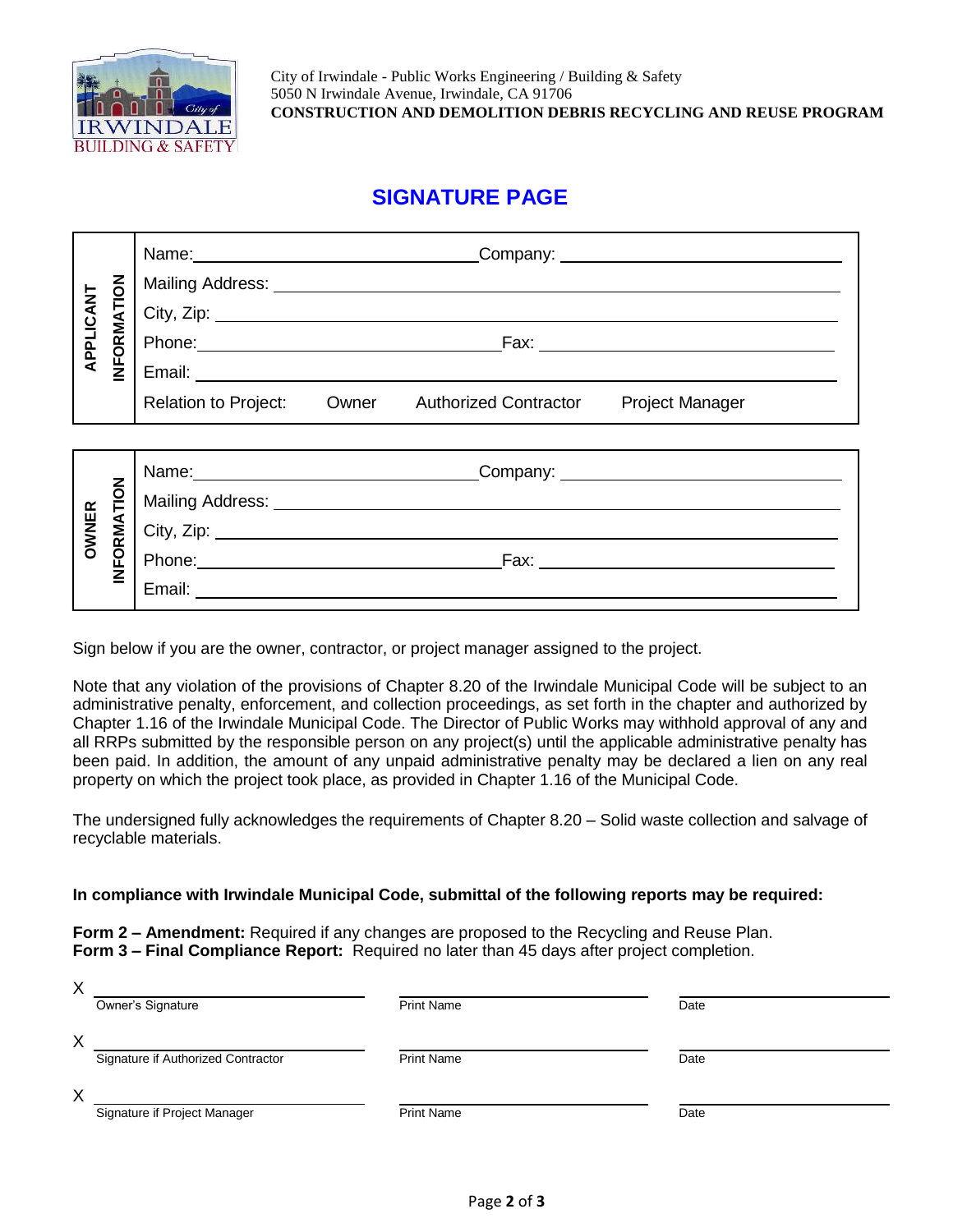City of Irwindale - Public Works Engineering / Building & Safety
5050 N Irwindale Avenue, Irwindale, CA 91706
**CONSTRUCTION AND DEMOLITION DEBRIS RECYCLING AND REUSE PROGRAM**

## SIGNATURE PAGE

**APPLICANT INFORMATION**

| | |
|---|---|
| Name: ______________________ | Company: ______________________ |
| Mailing Address: ______________________ | |
| City, Zip: ______________________ | |
| Phone: ______________________ | Fax: ______________________ |
| Email: ______________________ | |
| Relation to Project: Owner Authorized Contractor Project Manager | |

**OWNER INFORMATION**

| | |
|---|---|
| Name: ______________________ | Company: ______________________ |
| Mailing Address: ______________________ | |
| City, Zip: ______________________ | |
| Phone: ______________________ | Fax: ______________________ |
| Email: ______________________ | |

Sign below if you are the owner, contractor, or project manager assigned to the project.

Note that any violation of the provisions of Chapter 8.20 of the Irwindale Municipal Code will be subject to an administrative penalty, enforcement, and collection proceedings, as set forth in the chapter and authorized by Chapter 1.16 of the Irwindale Municipal Code. The Director of Public Works may withhold approval of any and all RRPs submitted by the responsible person on any project(s) until the applicable administrative penalty has been paid. In addition, the amount of any unpaid administrative penalty may be declared a lien on any real property on which the project took place, as provided in Chapter 1.16 of the Municipal Code.

The undersigned fully acknowledges the requirements of Chapter 8.20 – Solid waste collection and salvage of recyclable materials.

**In compliance with Irwindale Municipal Code, submittal of the following reports may be required:**

**Form 2 – Amendment:** Required if any changes are proposed to the Recycling and Reuse Plan.
**Form 3 – Final Compliance Report:** Required no later than 45 days after project completion.

| | | |
|---|---|---|
| X ______________________ | ______________________ | ______________________ |
| Owner's Signature | Print Name | Date |
| X ______________________ | ______________________ | ______________________ |
| Signature if Authorized Contractor | Print Name | Date |
| X ______________________ | ______________________ | ______________________ |
| Signature if Project Manager | Print Name | Date |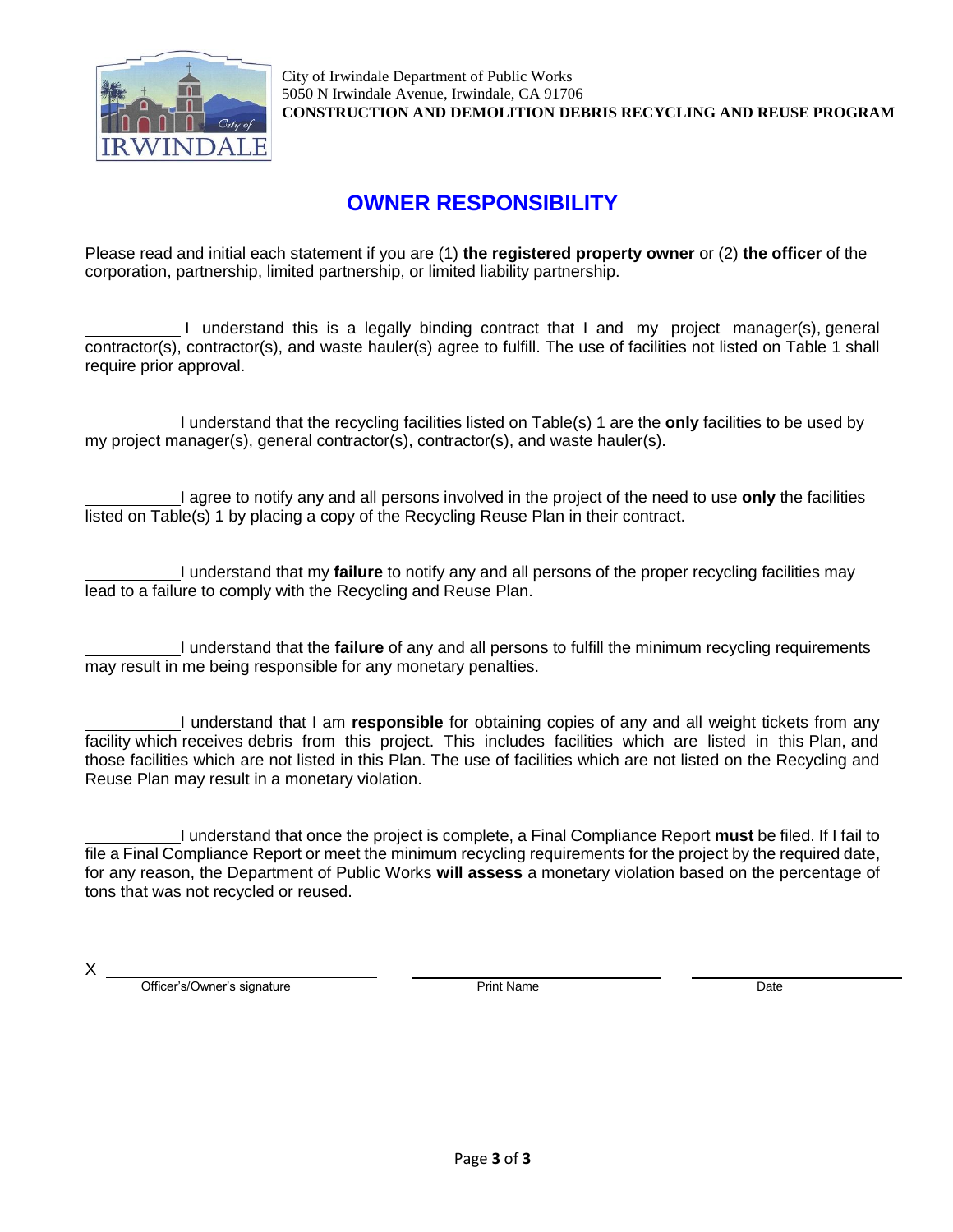City of Irwindale Department of Public Works
5050 N Irwindale Avenue, Irwindale, CA 91706
**CONSTRUCTION AND DEMOLITION DEBRIS RECYCLING AND REUSE PROGRAM**

# OWNER RESPONSIBILITY

Please read and initial each statement if you are (1) **the registered property owner** or (2) **the officer** of the corporation, partnership, limited partnership, or limited liability partnership.

\_\_\_\_\_\_\_\_\_\_ I understand this is a legally binding contract that I and my project manager(s), general contractor(s), contractor(s), and waste hauler(s) agree to fulfill. The use of facilities not listed on Table 1 shall require prior approval.

\_\_\_\_\_\_\_\_\_\_ I understand that the recycling facilities listed on Table(s) 1 are the **only** facilities to be used by my project manager(s), general contractor(s), contractor(s), and waste hauler(s).

\_\_\_\_\_\_\_\_\_\_ I agree to notify any and all persons involved in the project of the need to use **only** the facilities listed on Table(s) 1 by placing a copy of the Recycling Reuse Plan in their contract.

\_\_\_\_\_\_\_\_\_\_ I understand that my **failure** to notify any and all persons of the proper recycling facilities may lead to a failure to comply with the Recycling and Reuse Plan.

\_\_\_\_\_\_\_\_\_\_ I understand that the **failure** of any and all persons to fulfill the minimum recycling requirements may result in me being responsible for any monetary penalties.

\_\_\_\_\_\_\_\_\_\_ I understand that I am **responsible** for obtaining copies of any and all weight tickets from any facility which receives debris from this project. This includes facilities which are listed in this Plan, and those facilities which are not listed in this Plan. The use of facilities which are not listed on the Recycling and Reuse Plan may result in a monetary violation.

\_\_\_\_\_\_\_\_\_\_ I understand that once the project is complete, a Final Compliance Report **must** be filed. If I fail to file a Final Compliance Report or meet the minimum recycling requirements for the project by the required date, for any reason, the Department of Public Works **will assess** a monetary violation based on the percentage of tons that was not recycled or reused.

X \_\_\_\_\_\_\_\_\_\_\_\_\_\_\_\_\_\_\_\_\_\_\_\_\_\_\_\_ \_\_\_\_\_\_\_\_\_\_\_\_\_\_\_\_\_\_\_\_\_\_\_\_\_\_\_\_ \_\_\_\_\_\_\_\_\_\_\_\_\_\_\_\_\_\_\_\_
Officer's/Owner's signature Print Name Date